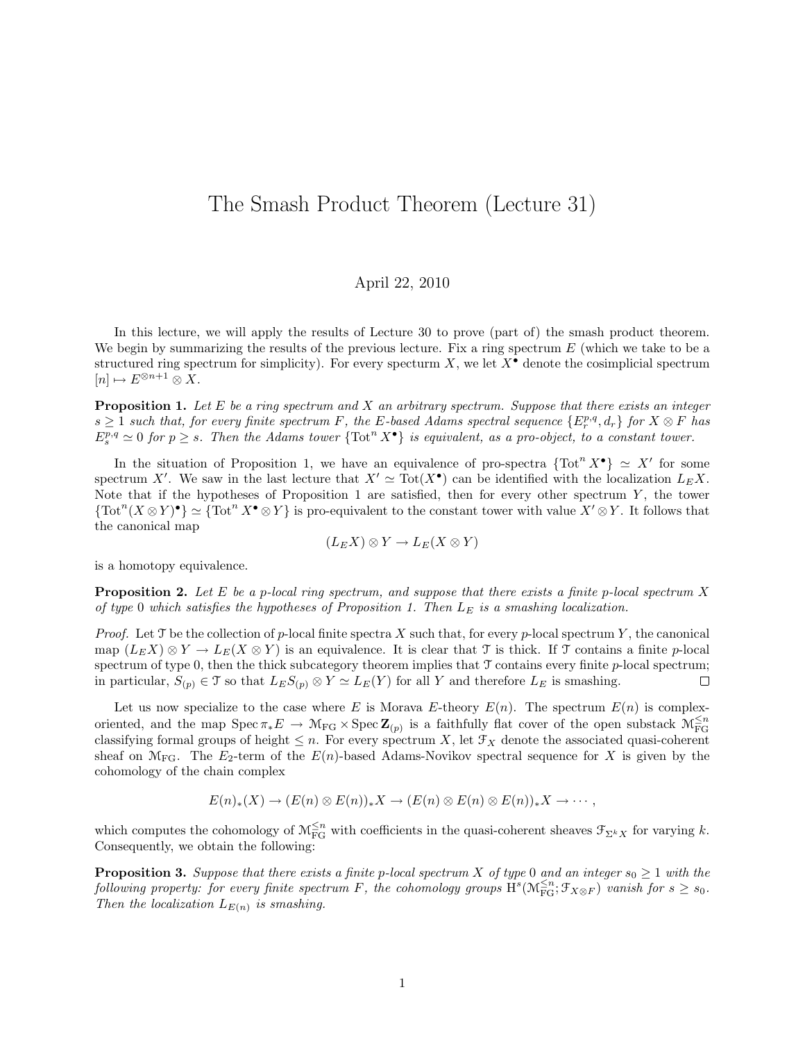# The Smash Product Theorem (Lecture 31)

April 22, 2010

In this lecture, we will apply the results of Lecture 30 to prove (part of) the smash product theorem. We begin by summarizing the results of the previous lecture. Fix a ring spectrum $E$ (which we take to be a structured ring spectrum for simplicity). For every specturm $X$, we let $X^\bullet$ denote the cosimplicial spectrum $[n] \mapsto E^{\otimes n+1} \otimes X$.

**Proposition 1.** *Let $E$ be a ring spectrum and $X$ an arbitrary spectrum. Suppose that there exists an integer $s \geq 1$ such that, for every finite spectrum $F$, the $E$-based Adams spectral sequence $\{E_r^{p,q}, d_r\}$ for $X \otimes F$ has $E_s^{p,q} \simeq 0$ for $p \geq s$. Then the Adams tower $\{\mathrm{Tot}^n X^\bullet\}$ is equivalent, as a pro-object, to a constant tower.*

In the situation of Proposition 1, we have an equivalence of pro-spectra $\{\mathrm{Tot}^n X^\bullet\} \simeq X'$ for some spectrum $X'$. We saw in the last lecture that $X' \simeq \mathrm{Tot}(X^\bullet)$ can be identified with the localization $L_E X$. Note that if the hypotheses of Proposition 1 are satisfied, then for every other spectrum $Y$, the tower $\{\mathrm{Tot}^n (X \otimes Y)^\bullet\} \simeq \{\mathrm{Tot}^n X^\bullet \otimes Y\}$ is pro-equivalent to the constant tower with value $X' \otimes Y$. It follows that the canonical map

$$(L_E X) \otimes Y \to L_E(X \otimes Y)$$

is a homotopy equivalence.

**Proposition 2.** *Let $E$ be a $p$-local ring spectrum, and suppose that there exists a finite $p$-local spectrum $X$ of type $0$ which satisfies the hypotheses of Proposition 1. Then $L_E$ is a smashing localization.*

*Proof.* Let $\mathcal{T}$ be the collection of $p$-local finite spectra $X$ such that, for every $p$-local spectrum $Y$, the canonical map $(L_E X) \otimes Y \to L_E(X \otimes Y)$ is an equivalence. It is clear that $\mathcal{T}$ is thick. If $\mathcal{T}$ contains a finite $p$-local spectrum of type 0, then the thick subcategory theorem implies that $\mathcal{T}$ contains every finite $p$-local spectrum; in particular, $S_{(p)} \in \mathcal{T}$ so that $L_E S_{(p)} \otimes Y \simeq L_E(Y)$ for all $Y$ and therefore $L_E$ is smashing. □

Let us now specialize to the case where $E$ is Morava $E$-theory $E(n)$. The spectrum $E(n)$ is complex-oriented, and the map $\mathrm{Spec}\, \pi_* E \to \mathcal{M}_{\mathrm{FG}} \times \mathrm{Spec}\, \mathbf{Z}_{(p)}$ is a faithfully flat cover of the open substack $\mathcal{M}_{\mathrm{FG}}^{\leq n}$ classifying formal groups of height $\leq n$. For every spectrum $X$, let $\mathcal{F}_X$ denote the associated quasi-coherent sheaf on $\mathcal{M}_{\mathrm{FG}}$. The $E_2$-term of the $E(n)$-based Adams-Novikov spectral sequence for $X$ is given by the cohomology of the chain complex

$$E(n)_*(X) \to (E(n) \otimes E(n))_* X \to (E(n) \otimes E(n) \otimes E(n))_* X \to \cdots,$$

which computes the cohomology of $\mathcal{M}_{\mathrm{FG}}^{\leq n}$ with coefficients in the quasi-coherent sheaves $\mathcal{F}_{\Sigma^k X}$ for varying $k$. Consequently, we obtain the following:

**Proposition 3.** *Suppose that there exists a finite $p$-local spectrum $X$ of type $0$ and an integer $s_0 \geq 1$ with the following property: for every finite spectrum $F$, the cohomology groups $\mathrm{H}^s(\mathcal{M}_{\mathrm{FG}}^{\leq n}; \mathcal{F}_{X \otimes F})$ vanish for $s \geq s_0$. Then the localization $L_{E(n)}$ is smashing.*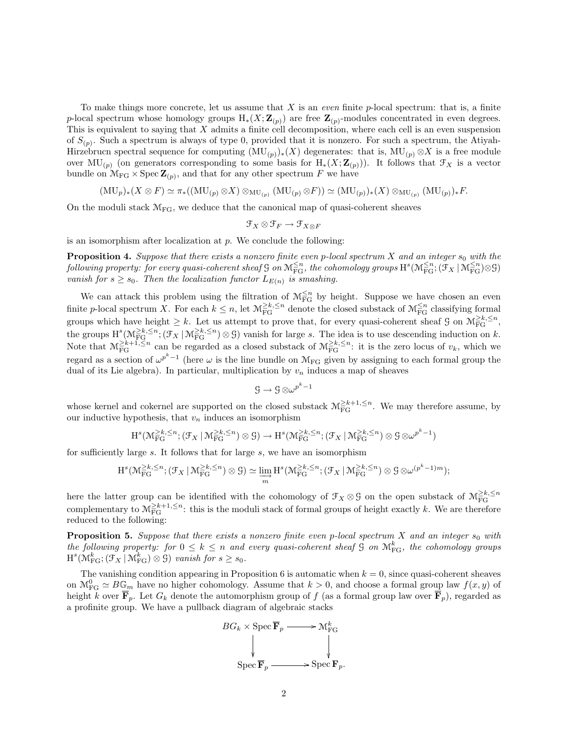To make things more concrete, let us assume that $X$ is an *even* finite $p$-local spectrum: that is, a finite $p$-local spectrum whose homology groups $\mathrm{H}_*(X; \mathbf{Z}_{(p)})$ are free $\mathbf{Z}_{(p)}$-modules concentrated in even degrees. This is equivalent to saying that $X$ admits a finite cell decomposition, where each cell is an even suspension of $S_{(p)}$. Such a spectrum is always of type 0, provided that it is nonzero. For such a spectrum, the Atiyah-Hirzebrucn spectral sequence for computing $(\mathrm{MU}_{(p)})_*(X)$ degenerates: that is, $\mathrm{MU}_{(p)} \otimes X$ is a free module over $\mathrm{MU}_{(p)}$ (on generators corresponding to some basis for $\mathrm{H}_*(X; \mathbf{Z}_{(p)})$). It follows that $\mathcal{F}_X$ is a vector bundle on $\mathcal{M}_{\mathrm{FG}} \times \operatorname{Spec} \mathbf{Z}_{(p)}$, and that for any other spectrum $F$ we have

$$(\mathrm{MU}_p)_*(X \otimes F) \simeq \pi_*((\mathrm{MU}_{(p)} \otimes X) \otimes_{\mathrm{MU}_{(p)}} (\mathrm{MU}_{(p)} \otimes F)) \simeq (\mathrm{MU}_{(p)})_*(X) \otimes_{\mathrm{MU}_{(p)}} (\mathrm{MU}_{(p)})_* F.$$

On the moduli stack $\mathcal{M}_{\mathrm{FG}}$, we deduce that the canonical map of quasi-coherent sheaves

$$\mathcal{F}_X \otimes \mathcal{F}_F \to \mathcal{F}_{X \otimes F}$$

is an isomorphism after localization at $p$. We conclude the following:

**Proposition 4.** *Suppose that there exists a nonzero finite even $p$-local spectrum $X$ and an integer $s_0$ with the following property: for every quasi-coherent sheaf $\mathcal{G}$ on $\mathcal{M}_{\mathrm{FG}}^{\leq n}$, the cohomology groups $\mathrm{H}^s(\mathcal{M}_{\mathrm{FG}}^{\leq n}; (\mathcal{F}_X \,|\, \mathcal{M}_{\mathrm{FG}}^{\leq n}) \otimes \mathcal{G})$ vanish for $s \geq s_0$. Then the localization functor $L_{E(n)}$ is smashing.*

We can attack this problem using the filtration of $\mathcal{M}_{\mathrm{FG}}^{\leq n}$ by height. Suppose we have chosen an even finite $p$-local spectrum $X$. For each $k \leq n$, let $\mathcal{M}_{\mathrm{FG}}^{\geq k, \leq n}$ denote the closed substack of $\mathcal{M}_{\mathrm{FG}}^{\leq n}$ classifying formal groups which have height $\geq k$. Let us attempt to prove that, for every quasi-coherent sheaf $\mathcal{G}$ on $\mathcal{M}_{\mathrm{FG}}^{\geq k, \leq n}$, the groups $\mathrm{H}^s(\mathcal{M}_{\mathrm{FG}}^{\geq k, \leq n}; (\mathcal{F}_X \,|\, \mathcal{M}_{\mathrm{FG}}^{\geq k, \leq n}) \otimes \mathcal{G})$ vanish for large $s$. The idea is to use descending induction on $k$. Note that $\mathcal{M}_{\mathrm{FG}}^{\geq k+1, \leq n}$ can be regarded as a closed substack of $\mathcal{M}_{\mathrm{FG}}^{\geq k, \leq n}$: it is the zero locus of $v_k$, which we regard as a section of $\omega^{p^k - 1}$ (here $\omega$ is the line bundle on $\mathcal{M}_{\mathrm{FG}}$ given by assigning to each formal group the dual of its Lie algebra). In particular, multiplication by $v_n$ induces a map of sheaves

$$\mathcal{G} \to \mathcal{G} \otimes \omega^{p^k - 1}$$

whose kernel and cokernel are supported on the closed substack $\mathcal{M}_{\mathrm{FG}}^{\geq k+1, \leq n}$. We may therefore assume, by our inductive hypothesis, that $v_n$ induces an isomorphism

$$\mathrm{H}^s(\mathcal{M}_{\mathrm{FG}}^{\geq k, \leq n}; (\mathcal{F}_X \,|\, \mathcal{M}_{\mathrm{FG}}^{\geq k, \leq n}) \otimes \mathcal{G}) \to \mathrm{H}^s(\mathcal{M}_{\mathrm{FG}}^{\geq k, \leq n}; (\mathcal{F}_X \,|\, \mathcal{M}_{\mathrm{FG}}^{\geq k, \leq n}) \otimes \mathcal{G} \otimes \omega^{p^k - 1})$$

for sufficiently large $s$. It follows that for large $s$, we have an isomorphism

$$\mathrm{H}^s(\mathcal{M}_{\mathrm{FG}}^{\geq k, \leq n}; (\mathcal{F}_X \,|\, \mathcal{M}_{\mathrm{FG}}^{\geq k, \leq n}) \otimes \mathcal{G}) \simeq \varinjlim_{m} \mathrm{H}^s(\mathcal{M}_{\mathrm{FG}}^{\geq k, \leq n}; (\mathcal{F}_X \,|\, \mathcal{M}_{\mathrm{FG}}^{\geq k, \leq n}) \otimes \mathcal{G} \otimes \omega^{(p^k - 1)m});$$

here the latter group can be identified with the cohomology of $\mathcal{F}_X \otimes \mathcal{G}$ on the open substack of $\mathcal{M}_{\mathrm{FG}}^{\geq k, \leq n}$ complementary to $\mathcal{M}_{\mathrm{FG}}^{\geq k+1, \leq n}$: this is the moduli stack of formal groups of height exactly $k$. We are therefore reduced to the following:

**Proposition 5.** *Suppose that there exists a nonzero finite even $p$-local spectrum $X$ and an integer $s_0$ with the following property: for $0 \leq k \leq n$ and every quasi-coherent sheaf $\mathcal{G}$ on $\mathcal{M}_{\mathrm{FG}}^{k}$, the cohomology groups $\mathrm{H}^s(\mathcal{M}_{\mathrm{FG}}^{k}; (\mathcal{F}_X \,|\, \mathcal{M}_{\mathrm{FG}}^{k}) \otimes \mathcal{G})$ vanish for $s \geq s_0$.*

The vanishing condition appearing in Proposition 6 is automatic when $k = 0$, since quasi-coherent sheaves on $\mathcal{M}_{\mathrm{FG}}^{0} \simeq B\mathbb{G}_m$ have no higher cohomology. Assume that $k > 0$, and choose a formal group law $f(x, y)$ of height $k$ over $\overline{\mathbf{F}}_p$. Let $G_k$ denote the automorphism group of $f$ (as a formal group law over $\overline{\mathbf{F}}_p$), regarded as a profinite group. We have a pullback diagram of algebraic stacks

$$\begin{array}{ccc} BG_k \times \operatorname{Spec} \overline{\mathbf{F}}_p & \longrightarrow & \mathcal{M}_{\mathrm{FG}}^{k} \\ \downarrow & & \downarrow \\ \operatorname{Spec} \overline{\mathbf{F}}_p & \longrightarrow & \operatorname{Spec} \mathbf{F}_p. \end{array}$$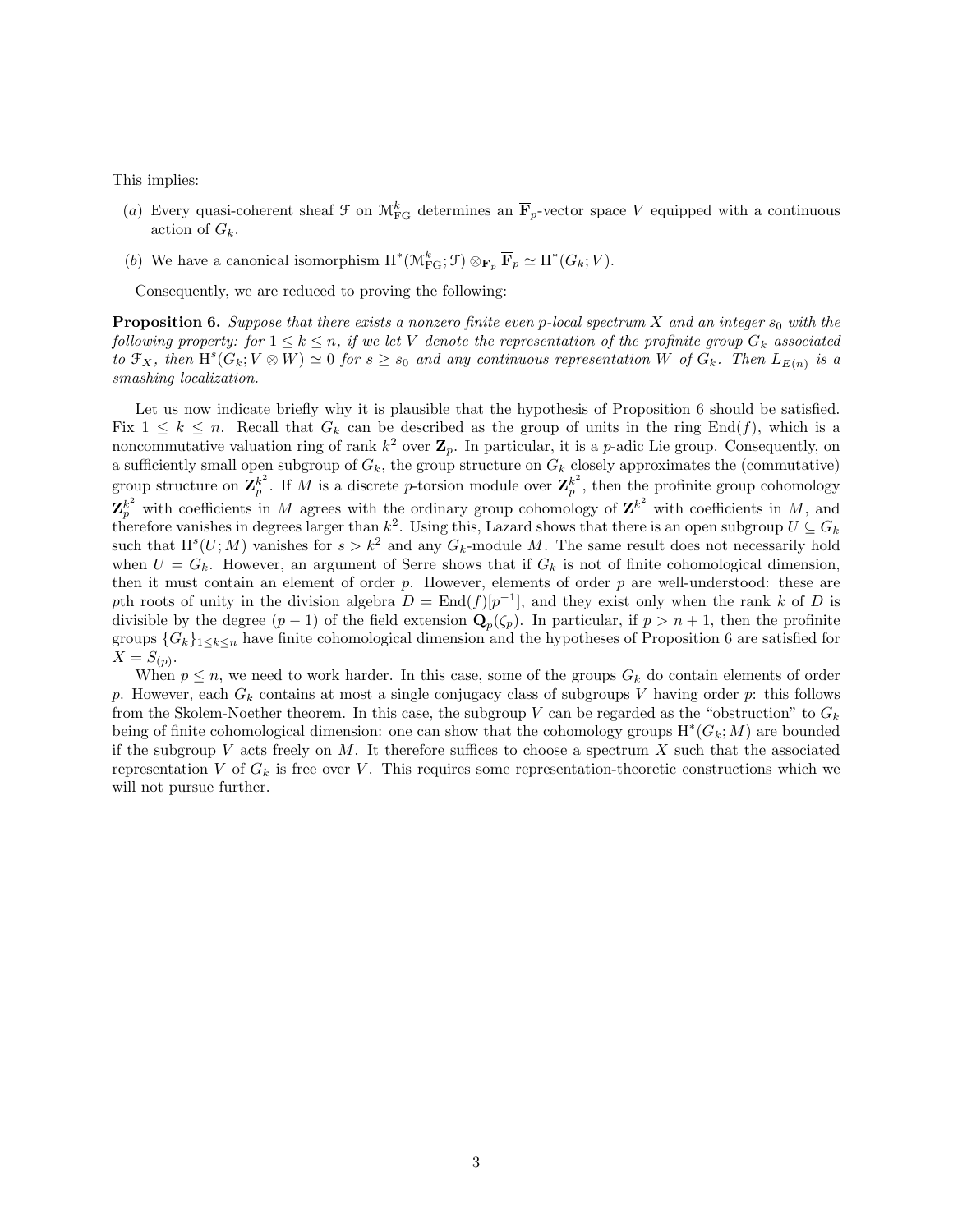This implies:

(a) Every quasi-coherent sheaf $\mathcal{F}$ on $\mathcal{M}_{\mathrm{FG}}^k$ determines an $\overline{\mathbf{F}}_p$-vector space $V$ equipped with a continuous action of $G_k$.

(b) We have a canonical isomorphism $\mathrm{H}^*(\mathcal{M}_{\mathrm{FG}}^k;\mathcal{F}) \otimes_{\mathbf{F}_p} \overline{\mathbf{F}}_p \simeq \mathrm{H}^*(G_k;V)$.

Consequently, we are reduced to proving the following:

**Proposition 6.** *Suppose that there exists a nonzero finite even $p$-local spectrum $X$ and an integer $s_0$ with the following property: for $1 \leq k \leq n$, if we let $V$ denote the representation of the profinite group $G_k$ associated to $\mathcal{F}_X$, then $\mathrm{H}^s(G_k; V \otimes W) \simeq 0$ for $s \geq s_0$ and any continuous representation $W$ of $G_k$. Then $L_{E(n)}$ is a smashing localization.*

Let us now indicate briefly why it is plausible that the hypothesis of Proposition 6 should be satisfied. Fix $1 \leq k \leq n$. Recall that $G_k$ can be described as the group of units in the ring $\mathrm{End}(f)$, which is a noncommutative valuation ring of rank $k^2$ over $\mathbf{Z}_p$. In particular, it is a $p$-adic Lie group. Consequently, on a sufficiently small open subgroup of $G_k$, the group structure on $G_k$ closely approximates the (commutative) group structure on $\mathbf{Z}_p^{k^2}$. If $M$ is a discrete $p$-torsion module over $\mathbf{Z}_p^{k^2}$, then the profinite group cohomology $\mathbf{Z}_p^{k^2}$ with coefficients in $M$ agrees with the ordinary group cohomology of $\mathbf{Z}^{k^2}$ with coefficients in $M$, and therefore vanishes in degrees larger than $k^2$. Using this, Lazard shows that there is an open subgroup $U \subseteq G_k$ such that $\mathrm{H}^s(U;M)$ vanishes for $s > k^2$ and any $G_k$-module $M$. The same result does not necessarily hold when $U = G_k$. However, an argument of Serre shows that if $G_k$ is not of finite cohomological dimension, then it must contain an element of order $p$. However, elements of order $p$ are well-understood: these are $p$th roots of unity in the division algebra $D = \mathrm{End}(f)[p^{-1}]$, and they exist only when the rank $k$ of $D$ is divisible by the degree $(p-1)$ of the field extension $\mathbf{Q}_p(\zeta_p)$. In particular, if $p > n+1$, then the profinite groups $\{G_k\}_{1 \leq k \leq n}$ have finite cohomological dimension and the hypotheses of Proposition 6 are satisfied for $X = S_{(p)}$.

When $p \leq n$, we need to work harder. In this case, some of the groups $G_k$ do contain elements of order $p$. However, each $G_k$ contains at most a single conjugacy class of subgroups $V$ having order $p$: this follows from the Skolem-Noether theorem. In this case, the subgroup $V$ can be regarded as the "obstruction" to $G_k$ being of finite cohomological dimension: one can show that the cohomology groups $\mathrm{H}^*(G_k;M)$ are bounded if the subgroup $V$ acts freely on $M$. It therefore suffices to choose a spectrum $X$ such that the associated representation $V$ of $G_k$ is free over $V$. This requires some representation-theoretic constructions which we will not pursue further.